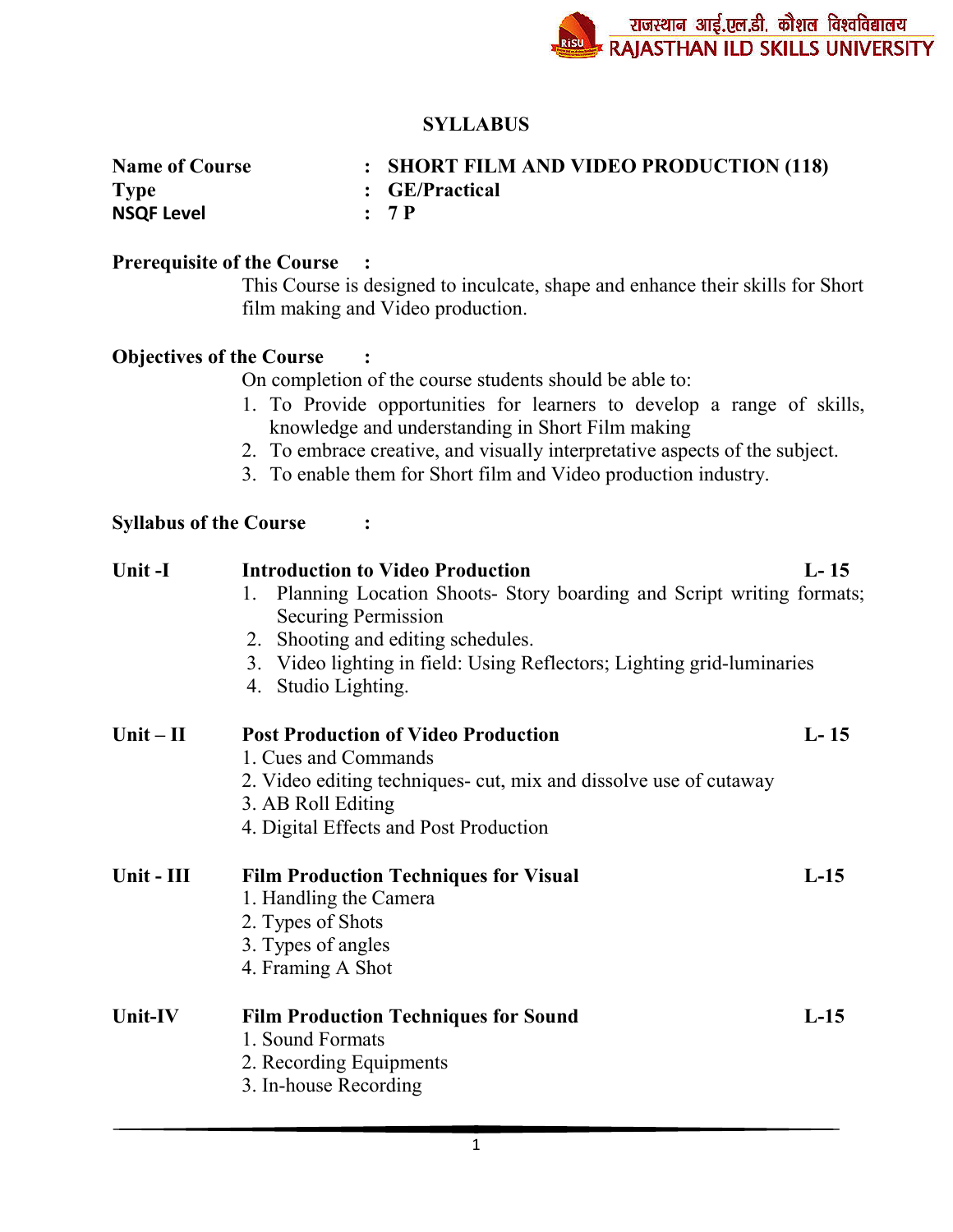# SYLLABUS

**Name of Course** : **SHORT FILM AND VIDEO PRODUCTION (118)**
**Type** : **GE/Practical**
**NSQF Level** : **7 P**

**Prerequisite of the Course** :

This Course is designed to inculcate, shape and enhance their skills for Short film making and Video production.

**Objectives of the Course** :

On completion of the course students should be able to:

1. To Provide opportunities for learners to develop a range of skills, knowledge and understanding in Short Film making
2. To embrace creative, and visually interpretative aspects of the subject.
3. To enable them for Short film and Video production industry.

**Syllabus of the Course** :

**Unit -I** **Introduction to Video Production** **L- 15**

1. Planning Location Shoots- Story boarding and Script writing formats; Securing Permission
2. Shooting and editing schedules.
3. Video lighting in field: Using Reflectors; Lighting grid-luminaries
4. Studio Lighting.

**Unit – II** **Post Production of Video Production** **L- 15**

1. Cues and Commands
2. Video editing techniques- cut, mix and dissolve use of cutaway
3. AB Roll Editing
4. Digital Effects and Post Production

**Unit - III** **Film Production Techniques for Visual** **L-15**

1. Handling the Camera
2. Types of Shots
3. Types of angles
4. Framing A Shot

**Unit-IV** **Film Production Techniques for Sound** **L-15**

1. Sound Formats
2. Recording Equipments
3. In-house Recording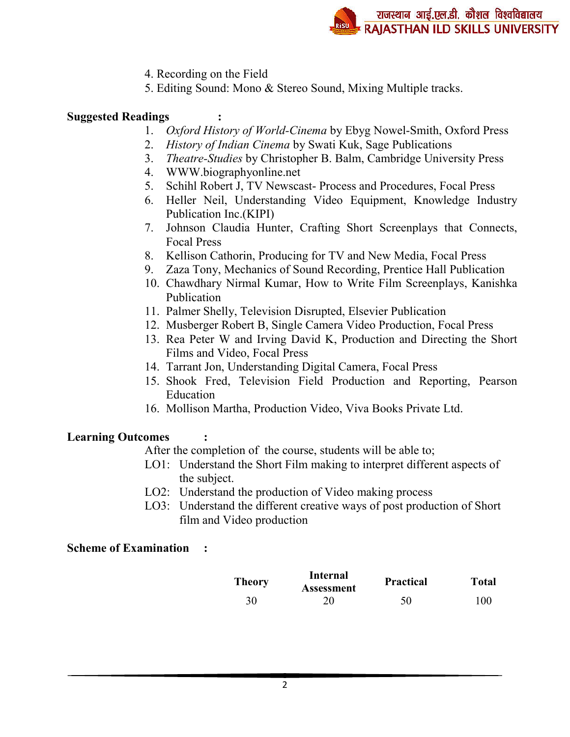4. Recording on the Field
5. Editing Sound: Mono & Stereo Sound, Mixing Multiple tracks.

**Suggested Readings :**

1. *Oxford History of World-Cinema* by Ebyg Nowel-Smith, Oxford Press
2. *History of Indian Cinema* by Swati Kuk, Sage Publications
3. *Theatre-Studies* by Christopher B. Balm, Cambridge University Press
4. WWW.biographyonline.net
5. Schihl Robert J, TV Newscast- Process and Procedures, Focal Press
6. Heller Neil, Understanding Video Equipment, Knowledge Industry Publication Inc.(KIPI)
7. Johnson Claudia Hunter, Crafting Short Screenplays that Connects, Focal Press
8. Kellison Cathorin, Producing for TV and New Media, Focal Press
9. Zaza Tony, Mechanics of Sound Recording, Prentice Hall Publication
10. Chawdhary Nirmal Kumar, How to Write Film Screenplays, Kanishka Publication
11. Palmer Shelly, Television Disrupted, Elsevier Publication
12. Musberger Robert B, Single Camera Video Production, Focal Press
13. Rea Peter W and Irving David K, Production and Directing the Short Films and Video, Focal Press
14. Tarrant Jon, Understanding Digital Camera, Focal Press
15. Shook Fred, Television Field Production and Reporting, Pearson Education
16. Mollison Martha, Production Video, Viva Books Private Ltd.

**Learning Outcomes :**

After the completion of the course, students will be able to;

LO1: Understand the Short Film making to interpret different aspects of the subject.

LO2: Understand the production of Video making process

LO3: Understand the different creative ways of post production of Short film and Video production

**Scheme of Examination :**

| Theory | Internal Assessment | Practical | Total |
|---|---|---|---|
| 30 | 20 | 50 | 100 |